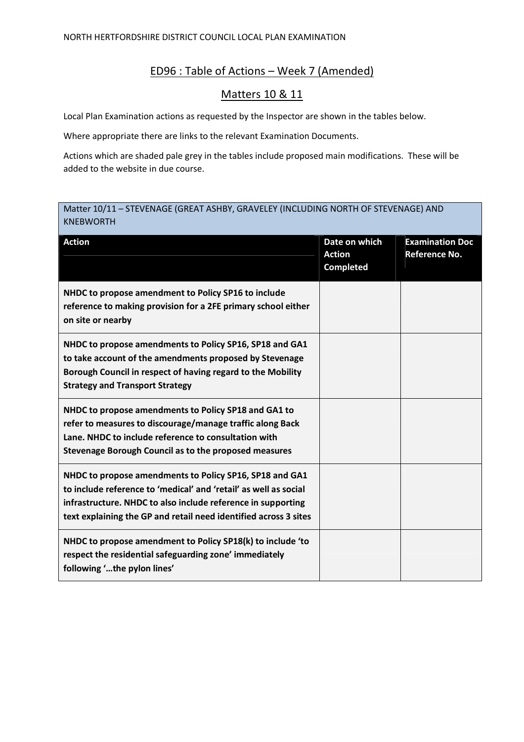NORTH HERTFORDSHIRE DISTRICT COUNCIL LOCAL PLAN EXAMINATION

# ED96 : Table of Actions – Week 7 (Amended)

## Matters 10 & 11

Local Plan Examination actions as requested by the Inspector are shown in the tables below.

Where appropriate there are links to the relevant Examination Documents.

Actions which are shaded pale grey in the tables include proposed main modifications. These will be added to the website in due course.

| Matter 10/11 – STEVENAGE (GREAT ASHBY, GRAVELEY (INCLUDING NORTH OF STEVENAGE) AND KNEBWORTH | | |
|---|---|---|
| **Action** | **Date on which Action Completed** | **Examination Doc Reference No.** |
| **NHDC to propose amendment to Policy SP16 to include reference to making provision for a 2FE primary school either on site or nearby** | | |
| **NHDC to propose amendments to Policy SP16, SP18 and GA1 to take account of the amendments proposed by Stevenage Borough Council in respect of having regard to the Mobility Strategy and Transport Strategy** | | |
| **NHDC to propose amendments to Policy SP18 and GA1 to refer to measures to discourage/manage traffic along Back Lane. NHDC to include reference to consultation with Stevenage Borough Council as to the proposed measures** | | |
| **NHDC to propose amendments to Policy SP16, SP18 and GA1 to include reference to 'medical' and 'retail' as well as social infrastructure. NHDC to also include reference in supporting text explaining the GP and retail need identified across 3 sites** | | |
| **NHDC to propose amendment to Policy SP18(k) to include 'to respect the residential safeguarding zone' immediately following '…the pylon lines'** | | |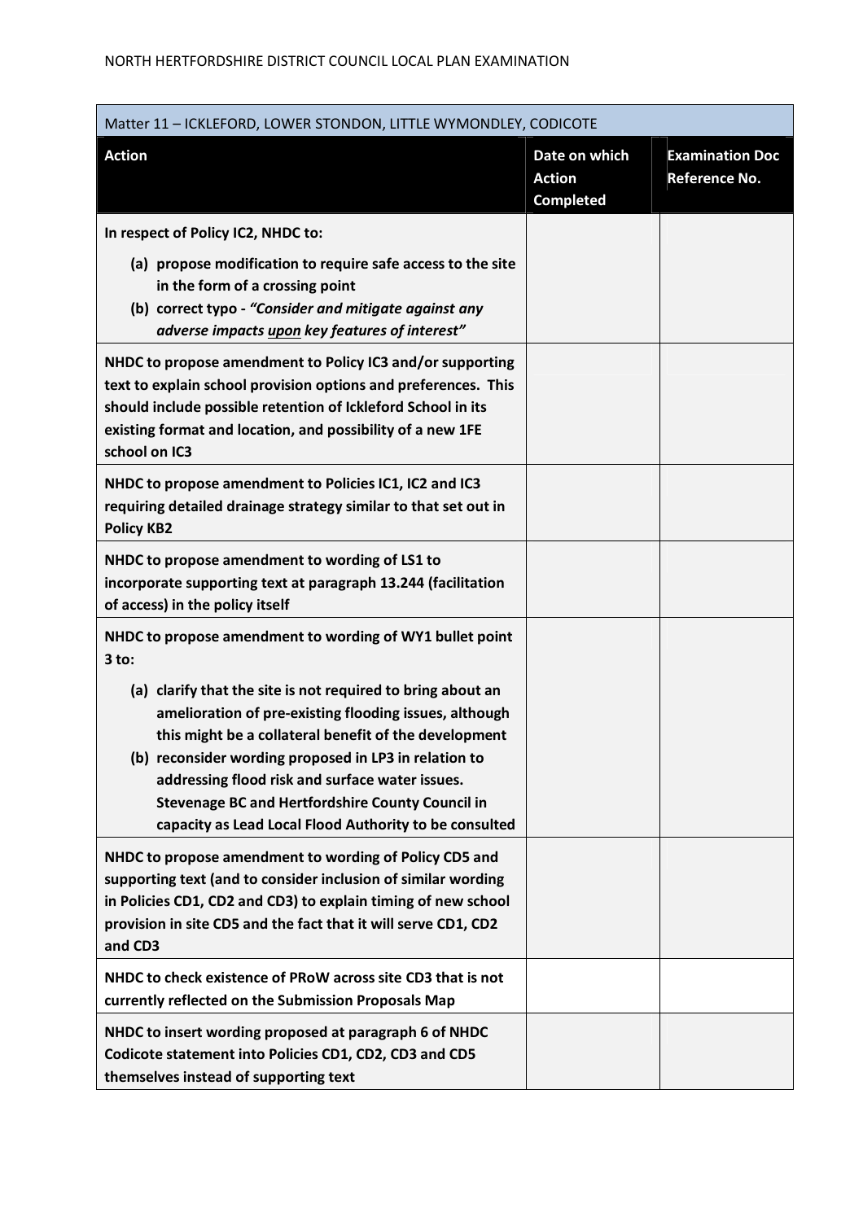| Matter 11 – ICKLEFORD, LOWER STONDON, LITTLE WYMONDLEY, CODICOTE | | |
|---|---|---|
| **Action** | **Date on which Action Completed** | **Examination Doc Reference No.** |
| **In respect of Policy IC2, NHDC to:**<br>**(a) propose modification to require safe access to the site in the form of a crossing point**<br>**(b) correct typo - *"Consider and mitigate against any adverse impacts <u>upon</u> key features of interest"*** | | |
| **NHDC to propose amendment to Policy IC3 and/or supporting text to explain school provision options and preferences. This should include possible retention of Ickleford School in its existing format and location, and possibility of a new 1FE school on IC3** | | |
| **NHDC to propose amendment to Policies IC1, IC2 and IC3 requiring detailed drainage strategy similar to that set out in Policy KB2** | | |
| **NHDC to propose amendment to wording of LS1 to incorporate supporting text at paragraph 13.244 (facilitation of access) in the policy itself** | | |
| **NHDC to propose amendment to wording of WY1 bullet point 3 to:**<br>**(a) clarify that the site is not required to bring about an amelioration of pre-existing flooding issues, although this might be a collateral benefit of the development**<br>**(b) reconsider wording proposed in LP3 in relation to addressing flood risk and surface water issues. Stevenage BC and Hertfordshire County Council in capacity as Lead Local Flood Authority to be consulted** | | |
| **NHDC to propose amendment to wording of Policy CD5 and supporting text (and to consider inclusion of similar wording in Policies CD1, CD2 and CD3) to explain timing of new school provision in site CD5 and the fact that it will serve CD1, CD2 and CD3** | | |
| **NHDC to check existence of PRoW across site CD3 that is not currently reflected on the Submission Proposals Map** | | |
| **NHDC to insert wording proposed at paragraph 6 of NHDC Codicote statement into Policies CD1, CD2, CD3 and CD5 themselves instead of supporting text** | | |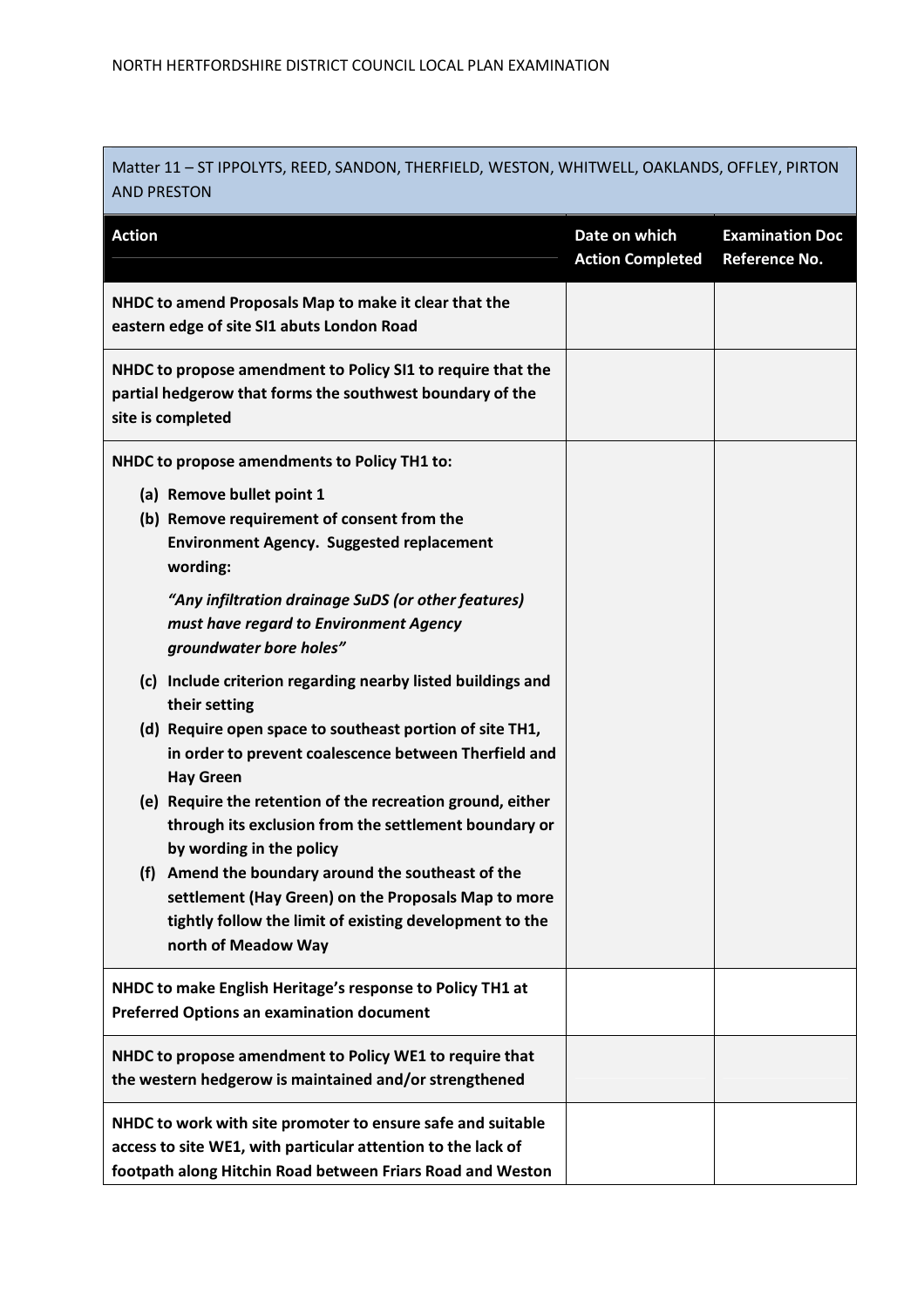| Matter 11 – ST IPPOLYTS, REED, SANDON, THERFIELD, WESTON, WHITWELL, OAKLANDS, OFFLEY, PIRTON AND PRESTON | | |
|---|---|---|
| **Action** | **Date on which Action Completed** | **Examination Doc Reference No.** |
| **NHDC to amend Proposals Map to make it clear that the eastern edge of site SI1 abuts London Road** | | |
| **NHDC to propose amendment to Policy SI1 to require that the partial hedgerow that forms the southwest boundary of the site is completed** | | |
| **NHDC to propose amendments to Policy TH1 to:** <br> **(a) Remove bullet point 1** <br> **(b) Remove requirement of consent from the Environment Agency. Suggested replacement wording:** <br> ***"Any infiltration drainage SuDS (or other features) must have regard to Environment Agency groundwater bore holes"*** <br> **(c) Include criterion regarding nearby listed buildings and their setting** <br> **(d) Require open space to southeast portion of site TH1, in order to prevent coalescence between Therfield and Hay Green** <br> **(e) Require the retention of the recreation ground, either through its exclusion from the settlement boundary or by wording in the policy** <br> **(f) Amend the boundary around the southeast of the settlement (Hay Green) on the Proposals Map to more tightly follow the limit of existing development to the north of Meadow Way** | | |
| **NHDC to make English Heritage's response to Policy TH1 at Preferred Options an examination document** | | |
| **NHDC to propose amendment to Policy WE1 to require that the western hedgerow is maintained and/or strengthened** | | |
| **NHDC to work with site promoter to ensure safe and suitable access to site WE1, with particular attention to the lack of footpath along Hitchin Road between Friars Road and Weston** | | |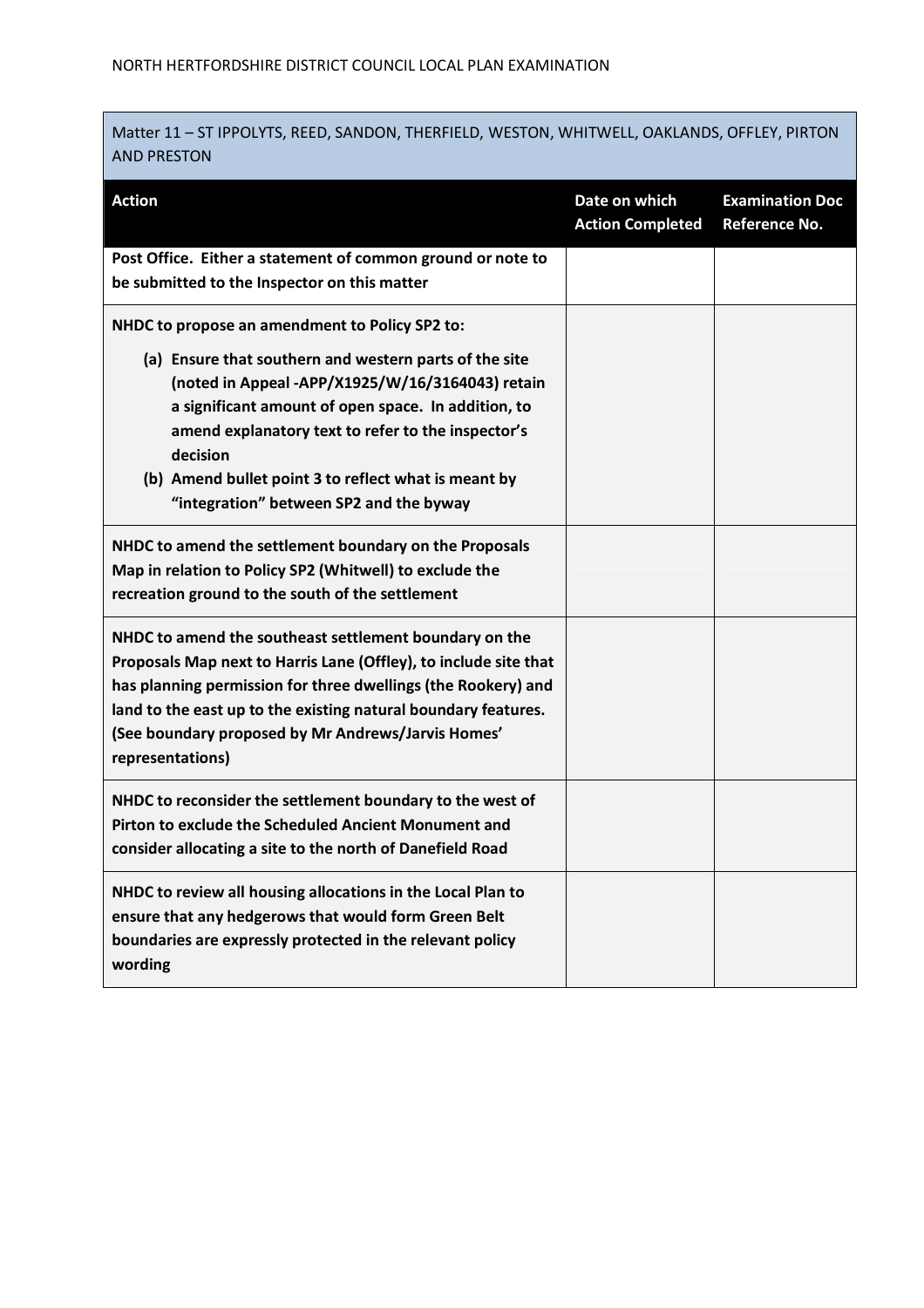| Matter 11 – ST IPPOLYTS, REED, SANDON, THERFIELD, WESTON, WHITWELL, OAKLANDS, OFFLEY, PIRTON AND PRESTON | | |
|---|---|---|
| **Action** | **Date on which Action Completed** | **Examination Doc Reference No.** |
| **Post Office. Either a statement of common ground or note to be submitted to the Inspector on this matter** | | |
| **NHDC to propose an amendment to Policy SP2 to:**<br>**(a) Ensure that southern and western parts of the site (noted in Appeal -APP/X1925/W/16/3164043) retain a significant amount of open space. In addition, to amend explanatory text to refer to the inspector's decision**<br>**(b) Amend bullet point 3 to reflect what is meant by "integration" between SP2 and the byway** | | |
| **NHDC to amend the settlement boundary on the Proposals Map in relation to Policy SP2 (Whitwell) to exclude the recreation ground to the south of the settlement** | | |
| **NHDC to amend the southeast settlement boundary on the Proposals Map next to Harris Lane (Offley), to include site that has planning permission for three dwellings (the Rookery) and land to the east up to the existing natural boundary features. (See boundary proposed by Mr Andrews/Jarvis Homes' representations)** | | |
| **NHDC to reconsider the settlement boundary to the west of Pirton to exclude the Scheduled Ancient Monument and consider allocating a site to the north of Danefield Road** | | |
| **NHDC to review all housing allocations in the Local Plan to ensure that any hedgerows that would form Green Belt boundaries are expressly protected in the relevant policy wording** | | |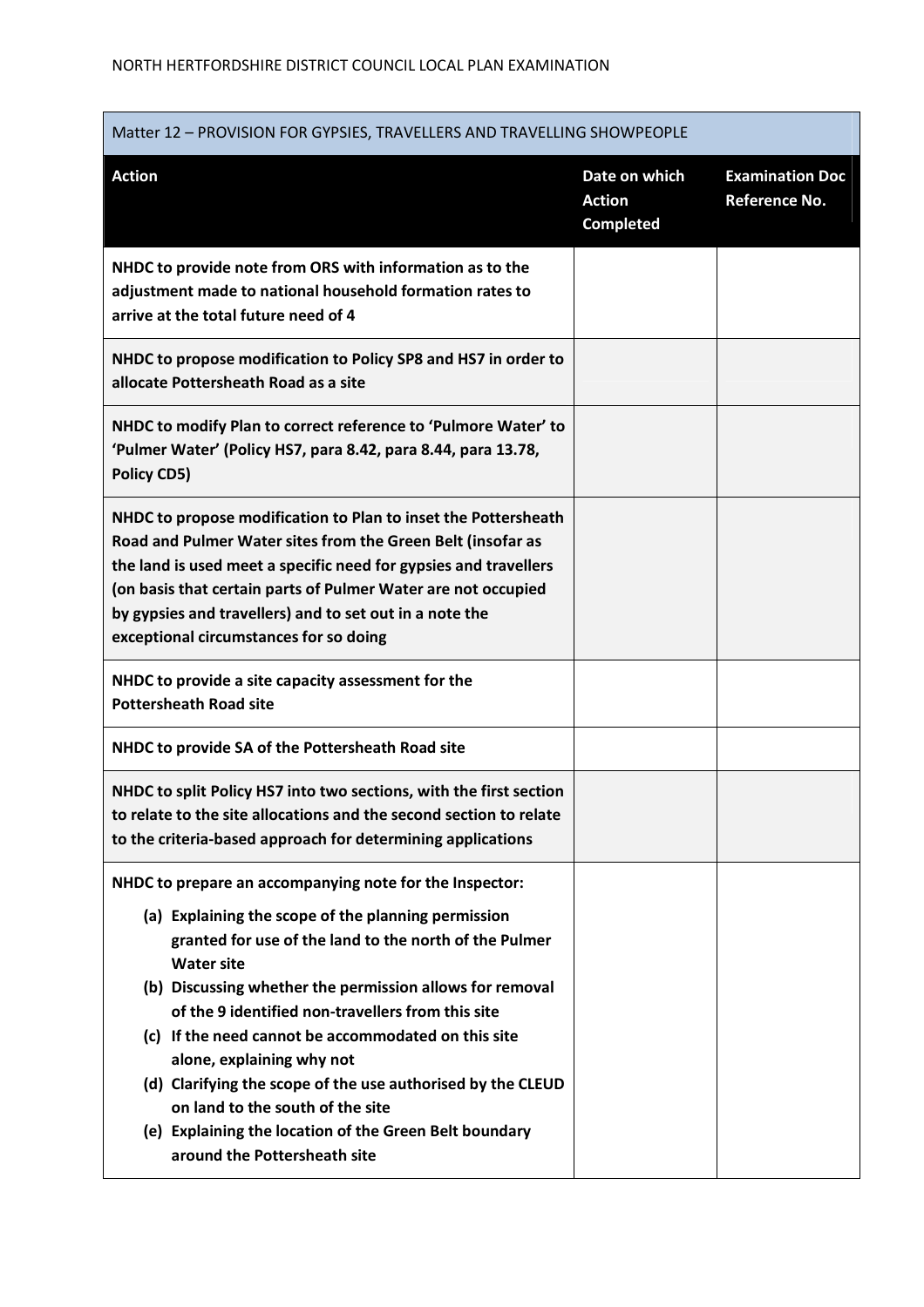| Matter 12 – PROVISION FOR GYPSIES, TRAVELLERS AND TRAVELLING SHOWPEOPLE | | |
|---|---|---|
| **Action** | **Date on which Action Completed** | **Examination Doc Reference No.** |
| **NHDC to provide note from ORS with information as to the adjustment made to national household formation rates to arrive at the total future need of 4** | | |
| **NHDC to propose modification to Policy SP8 and HS7 in order to allocate Pottersheath Road as a site** | | |
| **NHDC to modify Plan to correct reference to 'Pulmore Water' to 'Pulmer Water' (Policy HS7, para 8.42, para 8.44, para 13.78, Policy CD5)** | | |
| **NHDC to propose modification to Plan to inset the Pottersheath Road and Pulmer Water sites from the Green Belt (insofar as the land is used meet a specific need for gypsies and travellers (on basis that certain parts of Pulmer Water are not occupied by gypsies and travellers) and to set out in a note the exceptional circumstances for so doing** | | |
| **NHDC to provide a site capacity assessment for the Pottersheath Road site** | | |
| **NHDC to provide SA of the Pottersheath Road site** | | |
| **NHDC to split Policy HS7 into two sections, with the first section to relate to the site allocations and the second section to relate to the criteria-based approach for determining applications** | | |
| **NHDC to prepare an accompanying note for the Inspector:**<br>**(a) Explaining the scope of the planning permission granted for use of the land to the north of the Pulmer Water site**<br>**(b) Discussing whether the permission allows for removal of the 9 identified non-travellers from this site**<br>**(c) If the need cannot be accommodated on this site alone, explaining why not**<br>**(d) Clarifying the scope of the use authorised by the CLEUD on land to the south of the site**<br>**(e) Explaining the location of the Green Belt boundary around the Pottersheath site** | | |